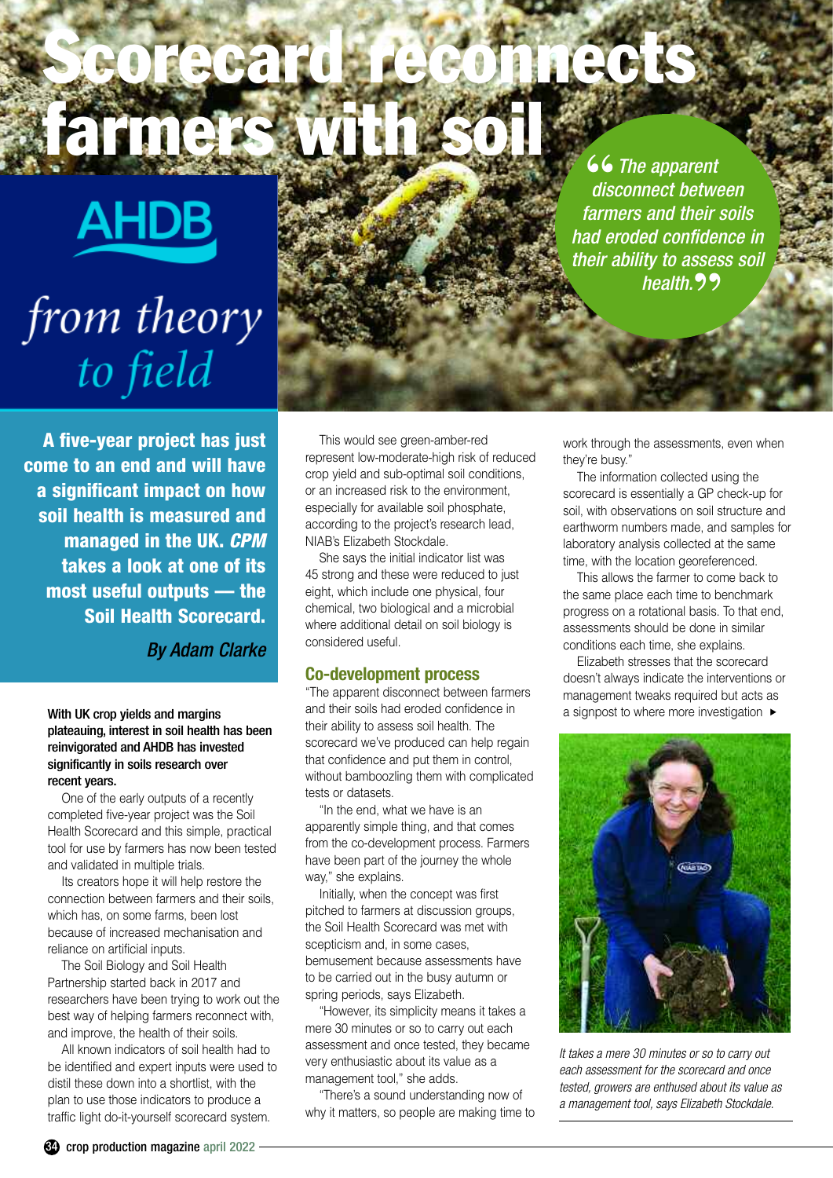# Scorecard reconnects farmers with soil

AHDB

*from theory to field*

> *"The apparent disconnect between farmers and their soils had eroded confidence in their ability to assess soil health."*

**A five-year project has just come to an end and will have a significant impact on how soil health is measured and managed in the UK. *CPM* takes a look at one of its most useful outputs — the Soil Health Scorecard.**

***By Adam Clarke***

**With UK crop yields and margins plateauing, interest in soil health has been reinvigorated and AHDB has invested significantly in soils research over recent years.**

One of the early outputs of a recently completed five-year project was the Soil Health Scorecard and this simple, practical tool for use by farmers has now been tested and validated in multiple trials.

Its creators hope it will help restore the connection between farmers and their soils, which has, on some farms, been lost because of increased mechanisation and reliance on artificial inputs.

The Soil Biology and Soil Health Partnership started back in 2017 and researchers have been trying to work out the best way of helping farmers reconnect with, and improve, the health of their soils.

All known indicators of soil health had to be identified and expert inputs were used to distil these down into a shortlist, with the plan to use those indicators to produce a traffic light do-it-yourself scorecard system.

This would see green-amber-red represent low-moderate-high risk of reduced crop yield and sub-optimal soil conditions, or an increased risk to the environment, especially for available soil phosphate, according to the project's research lead, NIAB's Elizabeth Stockdale.

She says the initial indicator list was 45 strong and these were reduced to just eight, which include one physical, four chemical, two biological and a microbial where additional detail on soil biology is considered useful.

## Co-development process

"The apparent disconnect between farmers and their soils had eroded confidence in their ability to assess soil health. The scorecard we've produced can help regain that confidence and put them in control, without bamboozling them with complicated tests or datasets.

"In the end, what we have is an apparently simple thing, and that comes from the co-development process. Farmers have been part of the journey the whole way," she explains.

Initially, when the concept was first pitched to farmers at discussion groups, the Soil Health Scorecard was met with scepticism and, in some cases, bemusement because assessments have to be carried out in the busy autumn or spring periods, says Elizabeth.

"However, its simplicity means it takes a mere 30 minutes or so to carry out each assessment and once tested, they became very enthusiastic about its value as a management tool," she adds.

"There's a sound understanding now of why it matters, so people are making time to work through the assessments, even when they're busy."

The information collected using the scorecard is essentially a GP check-up for soil, with observations on soil structure and earthworm numbers made, and samples for laboratory analysis collected at the same time, with the location georeferenced.

This allows the farmer to come back to the same place each time to benchmark progress on a rotational basis. To that end, assessments should be done in similar conditions each time, she explains.

Elizabeth stresses that the scorecard doesn't always indicate the interventions or management tweaks required but acts as a signpost to where more investigation ►

*It takes a mere 30 minutes or so to carry out each assessment for the scorecard and once tested, growers are enthused about its value as a management tool, says Elizabeth Stockdale.*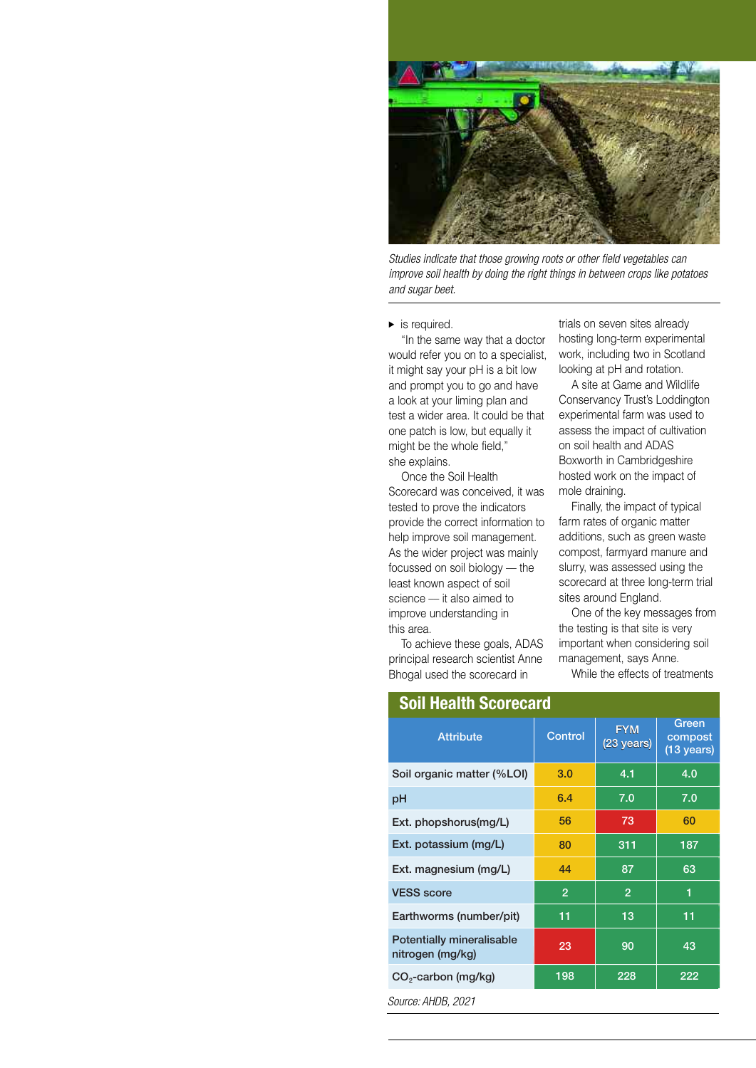*Studies indicate that those growing roots or other field vegetables can improve soil health by doing the right things in between crops like potatoes and sugar beet.*

▸ is required.

"In the same way that a doctor would refer you on to a specialist, it might say your pH is a bit low and prompt you to go and have a look at your liming plan and test a wider area. It could be that one patch is low, but equally it might be the whole field," she explains.

Once the Soil Health Scorecard was conceived, it was tested to prove the indicators provide the correct information to help improve soil management. As the wider project was mainly focussed on soil biology — the least known aspect of soil science — it also aimed to improve understanding in this area.

To achieve these goals, ADAS principal research scientist Anne Bhogal used the scorecard in trials on seven sites already hosting long-term experimental work, including two in Scotland looking at pH and rotation.

A site at Game and Wildlife Conservancy Trust's Loddington experimental farm was used to assess the impact of cultivation on soil health and ADAS Boxworth in Cambridgeshire hosted work on the impact of mole draining.

Finally, the impact of typical farm rates of organic matter additions, such as green waste compost, farmyard manure and slurry, was assessed using the scorecard at three long-term trial sites around England.

One of the key messages from the testing is that site is very important when considering soil management, says Anne.

While the effects of treatments

## Soil Health Scorecard

| Attribute | Control | FYM (23 years) | Green compost (13 years) |
|---|---|---|---|
| Soil organic matter (%LOI) | 3.0 | 4.1 | 4.0 |
| pH | 6.4 | 7.0 | 7.0 |
| Ext. phopshorus(mg/L) | 56 | 73 | 60 |
| Ext. potassium (mg/L) | 80 | 311 | 187 |
| Ext. magnesium (mg/L) | 44 | 87 | 63 |
| VESS score | 2 | 2 | 1 |
| Earthworms (number/pit) | 11 | 13 | 11 |
| Potentially mineralisable nitrogen (mg/kg) | 23 | 90 | 43 |
| $CO_2$-carbon (mg/kg) | 198 | 228 | 222 |

*Source: AHDB, 2021*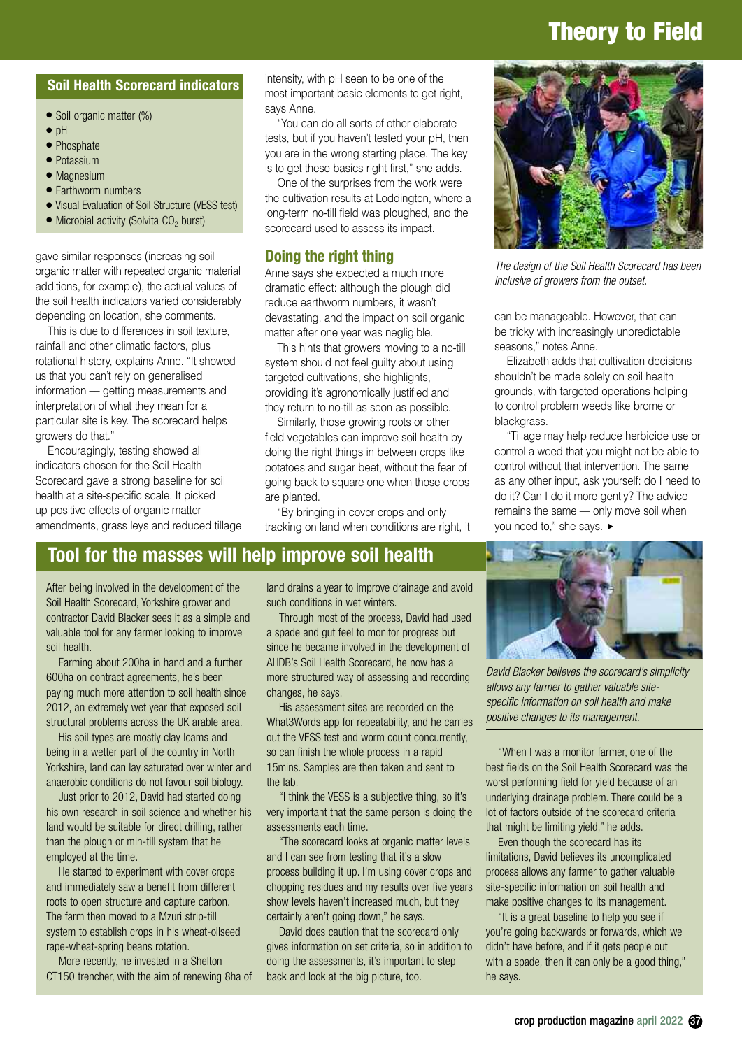## Soil Health Scorecard indicators

- Soil organic matter (%)
- pH
- Phosphate
- Potassium
- Magnesium
- Earthworm numbers
- Visual Evaluation of Soil Structure (VESS test)
- Microbial activity (Solvita $CO_2$ burst)

gave similar responses (increasing soil organic matter with repeated organic material additions, for example), the actual values of the soil health indicators varied considerably depending on location, she comments.

This is due to differences in soil texture, rainfall and other climatic factors, plus rotational history, explains Anne. "It showed us that you can't rely on generalised information — getting measurements and interpretation of what they mean for a particular site is key. The scorecard helps growers do that."

Encouragingly, testing showed all indicators chosen for the Soil Health Scorecard gave a strong baseline for soil health at a site-specific scale. It picked up positive effects of organic matter amendments, grass leys and reduced tillage intensity, with pH seen to be one of the most important basic elements to get right, says Anne.

"You can do all sorts of other elaborate tests, but if you haven't tested your pH, then you are in the wrong starting place. The key is to get these basics right first," she adds.

One of the surprises from the work were the cultivation results at Loddington, where a long-term no-till field was ploughed, and the scorecard used to assess its impact.

### Doing the right thing

Anne says she expected a much more dramatic effect: although the plough did reduce earthworm numbers, it wasn't devastating, and the impact on soil organic matter after one year was negligible.

This hints that growers moving to a no-till system should not feel guilty about using targeted cultivations, she highlights, providing it's agronomically justified and they return to no-till as soon as possible.

Similarly, those growing roots or other field vegetables can improve soil health by doing the right things in between crops like potatoes and sugar beet, without the fear of going back to square one when those crops are planted.

"By bringing in cover crops and only tracking on land when conditions are right, it can be manageable. However, that can be tricky with increasingly unpredictable seasons," notes Anne.

*The design of the Soil Health Scorecard has been inclusive of growers from the outset.*

Elizabeth adds that cultivation decisions shouldn't be made solely on soil health grounds, with targeted operations helping to control problem weeds like brome or blackgrass.

"Tillage may help reduce herbicide use or control a weed that you might not be able to control without that intervention. The same as any other input, ask yourself: do I need to do it? Can I do it more gently? The advice remains the same — only move soil when you need to," she says. ►

## Tool for the masses will help improve soil health

After being involved in the development of the Soil Health Scorecard, Yorkshire grower and contractor David Blacker sees it as a simple and valuable tool for any farmer looking to improve soil health.

Farming about 200ha in hand and a further 600ha on contract agreements, he's been paying much more attention to soil health since 2012, an extremely wet year that exposed soil structural problems across the UK arable area.

His soil types are mostly clay loams and being in a wetter part of the country in North Yorkshire, land can lay saturated over winter and anaerobic conditions do not favour soil biology.

Just prior to 2012, David had started doing his own research in soil science and whether his land would be suitable for direct drilling, rather than the plough or min-till system that he employed at the time.

He started to experiment with cover crops and immediately saw a benefit from different roots to open structure and capture carbon. The farm then moved to a Mzuri strip-till system to establish crops in his wheat-oilseed rape-wheat-spring beans rotation.

More recently, he invested in a Shelton CT150 trencher, with the aim of renewing 8ha of land drains a year to improve drainage and avoid such conditions in wet winters.

Through most of the process, David had used a spade and gut feel to monitor progress but since he became involved in the development of AHDB's Soil Health Scorecard, he now has a more structured way of assessing and recording changes, he says.

His assessment sites are recorded on the What3Words app for repeatability, and he carries out the VESS test and worm count concurrently, so can finish the whole process in a rapid 15mins. Samples are then taken and sent to the lab.

"I think the VESS is a subjective thing, so it's very important that the same person is doing the assessments each time.

"The scorecard looks at organic matter levels and I can see from testing that it's a slow process building it up. I'm using cover crops and chopping residues and my results over five years show levels haven't increased much, but they certainly aren't going down," he says.

David does caution that the scorecard only gives information on set criteria, so in addition to doing the assessments, it's important to step back and look at the big picture, too.

*David Blacker believes the scorecard's simplicity allows any farmer to gather valuable site-specific information on soil health and make positive changes to its management.*

"When I was a monitor farmer, one of the best fields on the Soil Health Scorecard was the worst performing field for yield because of an underlying drainage problem. There could be a lot of factors outside of the scorecard criteria that might be limiting yield," he adds.

Even though the scorecard has its limitations, David believes its uncomplicated process allows any farmer to gather valuable site-specific information on soil health and make positive changes to its management.

"It is a great baseline to help you see if you're going backwards or forwards, which we didn't have before, and if it gets people out with a spade, then it can only be a good thing," he says.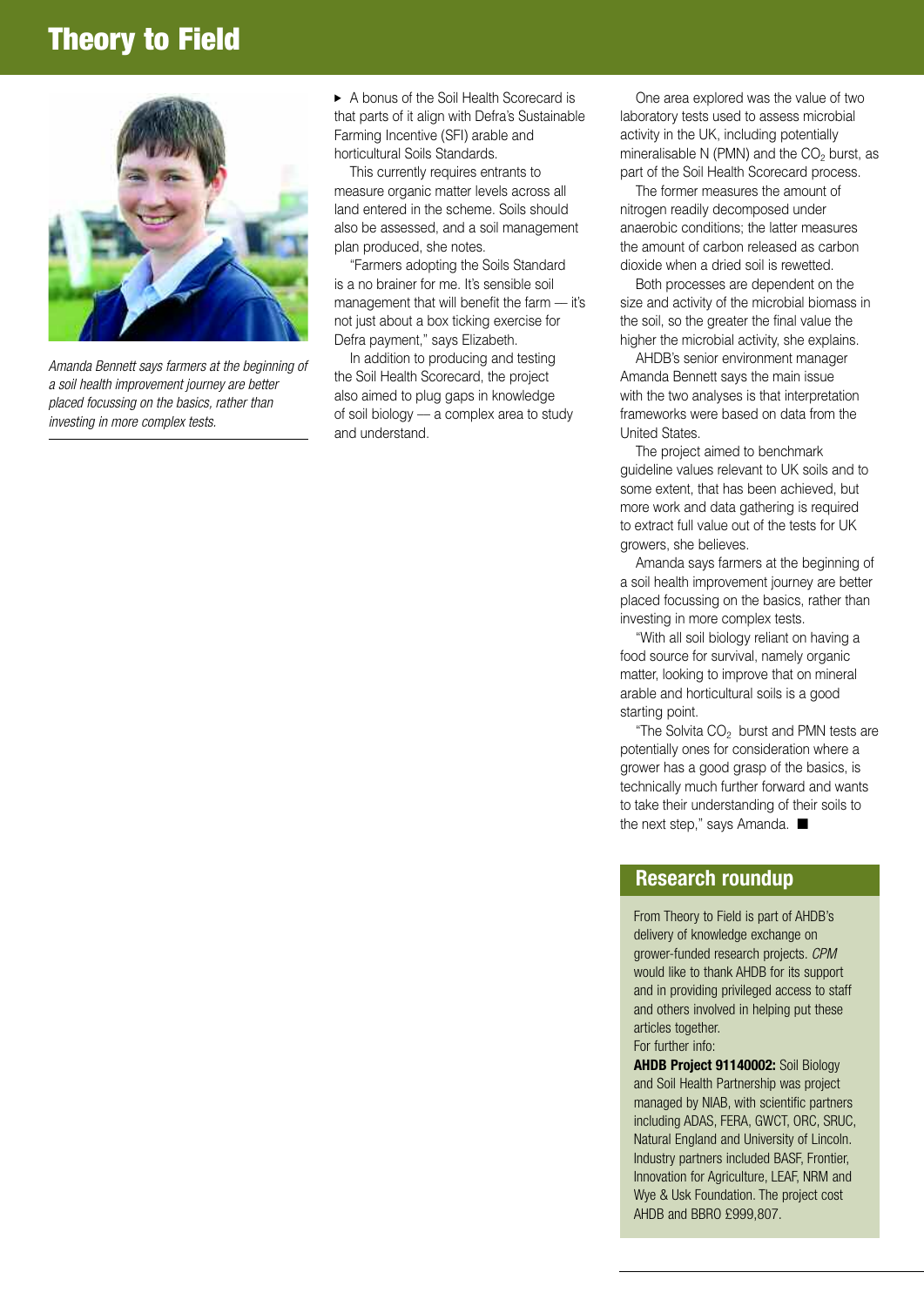*Amanda Bennett says farmers at the beginning of a soil health improvement journey are better placed focussing on the basics, rather than investing in more complex tests.*

▸ A bonus of the Soil Health Scorecard is that parts of it align with Defra's Sustainable Farming Incentive (SFI) arable and horticultural Soils Standards.

This currently requires entrants to measure organic matter levels across all land entered in the scheme. Soils should also be assessed, and a soil management plan produced, she notes.

"Farmers adopting the Soils Standard is a no brainer for me. It's sensible soil management that will benefit the farm — it's not just about a box ticking exercise for Defra payment," says Elizabeth.

In addition to producing and testing the Soil Health Scorecard, the project also aimed to plug gaps in knowledge of soil biology — a complex area to study and understand.

One area explored was the value of two laboratory tests used to assess microbial activity in the UK, including potentially mineralisable N (PMN) and the $CO_2$ burst, as part of the Soil Health Scorecard process.

The former measures the amount of nitrogen readily decomposed under anaerobic conditions; the latter measures the amount of carbon released as carbon dioxide when a dried soil is rewetted.

Both processes are dependent on the size and activity of the microbial biomass in the soil, so the greater the final value the higher the microbial activity, she explains.

AHDB's senior environment manager Amanda Bennett says the main issue with the two analyses is that interpretation frameworks were based on data from the United States.

The project aimed to benchmark guideline values relevant to UK soils and to some extent, that has been achieved, but more work and data gathering is required to extract full value out of the tests for UK growers, she believes.

Amanda says farmers at the beginning of a soil health improvement journey are better placed focussing on the basics, rather than investing in more complex tests.

"With all soil biology reliant on having a food source for survival, namely organic matter, looking to improve that on mineral arable and horticultural soils is a good starting point.

"The Solvita $CO_2$ burst and PMN tests are potentially ones for consideration where a grower has a good grasp of the basics, is technically much further forward and wants to take their understanding of their soils to the next step," says Amanda. ■

## Research roundup

From Theory to Field is part of AHDB's delivery of knowledge exchange on grower-funded research projects. *CPM* would like to thank AHDB for its support and in providing privileged access to staff and others involved in helping put these articles together.

For further info:

**AHDB Project 91140002:** Soil Biology and Soil Health Partnership was project managed by NIAB, with scientific partners including ADAS, FERA, GWCT, ORC, SRUC, Natural England and University of Lincoln. Industry partners included BASF, Frontier, Innovation for Agriculture, LEAF, NRM and Wye & Usk Foundation. The project cost AHDB and BBRO £999,807.